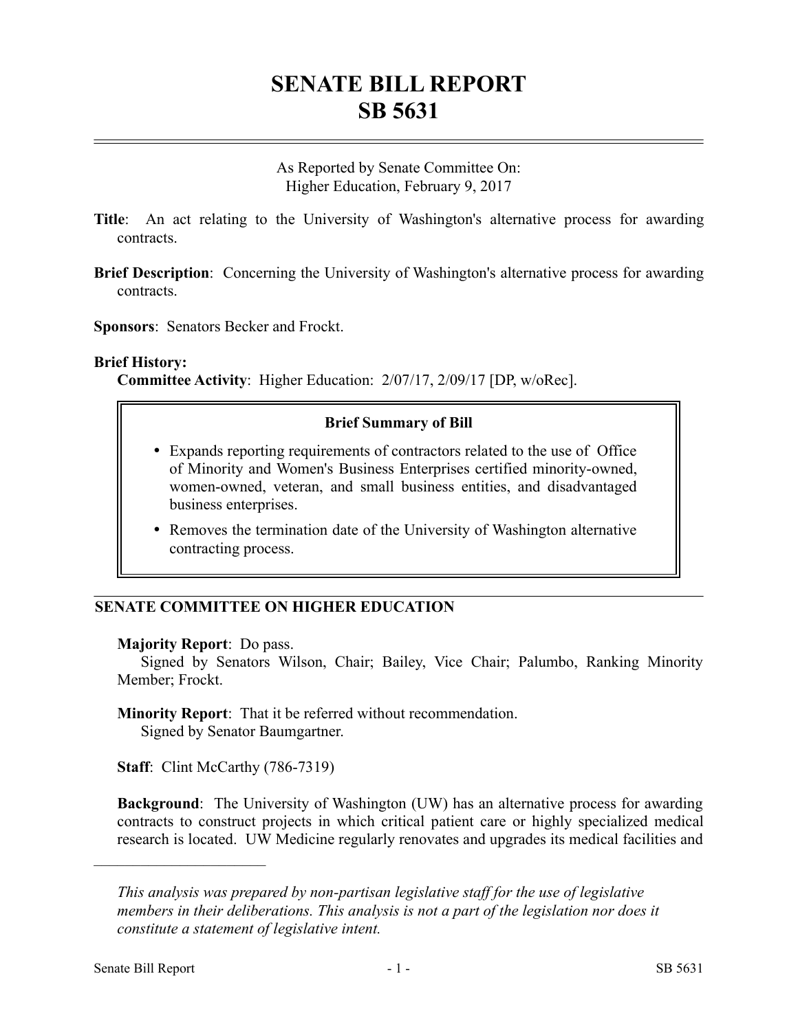# SENATE BILL REPORT
# SB 5631

As Reported by Senate Committee On:
Higher Education, February 9, 2017

**Title**: An act relating to the University of Washington's alternative process for awarding contracts.

**Brief Description**: Concerning the University of Washington's alternative process for awarding contracts.

**Sponsors**: Senators Becker and Frockt.

**Brief History:**

**Committee Activity**: Higher Education: 2/07/17, 2/09/17 [DP, w/oRec].

### Brief Summary of Bill

- Expands reporting requirements of contractors related to the use of Office of Minority and Women's Business Enterprises certified minority-owned, women-owned, veteran, and small business entities, and disadvantaged business enterprises.
- Removes the termination date of the University of Washington alternative contracting process.

## SENATE COMMITTEE ON HIGHER EDUCATION

**Majority Report**: Do pass.
Signed by Senators Wilson, Chair; Bailey, Vice Chair; Palumbo, Ranking Minority Member; Frockt.

**Minority Report**: That it be referred without recommendation.
Signed by Senator Baumgartner.

**Staff**: Clint McCarthy (786-7319)

**Background**: The University of Washington (UW) has an alternative process for awarding contracts to construct projects in which critical patient care or highly specialized medical research is located. UW Medicine regularly renovates and upgrades its medical facilities and

---

*This analysis was prepared by non-partisan legislative staff for the use of legislative members in their deliberations. This analysis is not a part of the legislation nor does it constitute a statement of legislative intent.*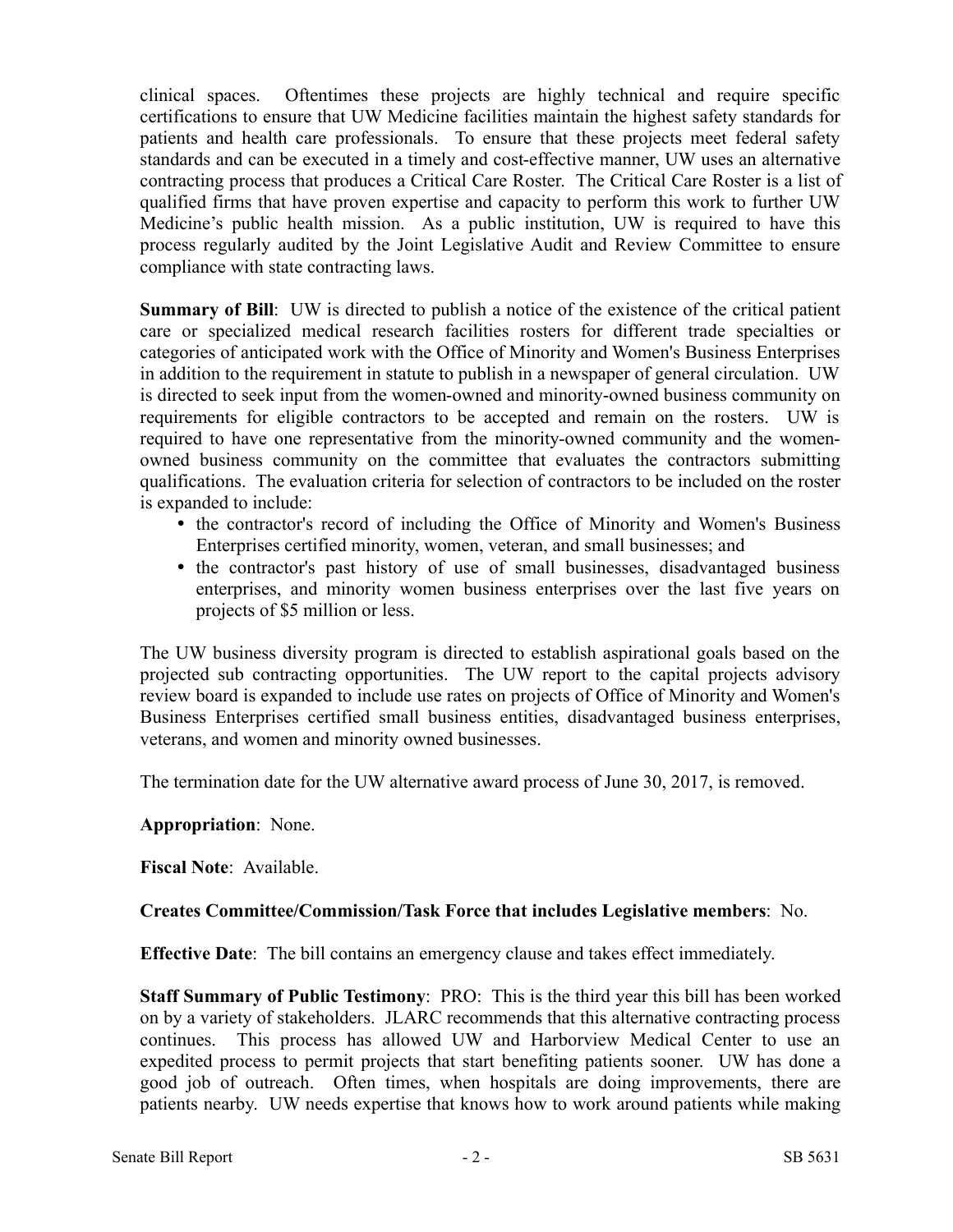clinical spaces. Oftentimes these projects are highly technical and require specific certifications to ensure that UW Medicine facilities maintain the highest safety standards for patients and health care professionals. To ensure that these projects meet federal safety standards and can be executed in a timely and cost-effective manner, UW uses an alternative contracting process that produces a Critical Care Roster. The Critical Care Roster is a list of qualified firms that have proven expertise and capacity to perform this work to further UW Medicine's public health mission. As a public institution, UW is required to have this process regularly audited by the Joint Legislative Audit and Review Committee to ensure compliance with state contracting laws.

**Summary of Bill**: UW is directed to publish a notice of the existence of the critical patient care or specialized medical research facilities rosters for different trade specialties or categories of anticipated work with the Office of Minority and Women's Business Enterprises in addition to the requirement in statute to publish in a newspaper of general circulation. UW is directed to seek input from the women-owned and minority-owned business community on requirements for eligible contractors to be accepted and remain on the rosters. UW is required to have one representative from the minority-owned community and the women-owned business community on the committee that evaluates the contractors submitting qualifications. The evaluation criteria for selection of contractors to be included on the roster is expanded to include:

- the contractor's record of including the Office of Minority and Women's Business Enterprises certified minority, women, veteran, and small businesses; and
- the contractor's past history of use of small businesses, disadvantaged business enterprises, and minority women business enterprises over the last five years on projects of $5 million or less.

The UW business diversity program is directed to establish aspirational goals based on the projected sub contracting opportunities. The UW report to the capital projects advisory review board is expanded to include use rates on projects of Office of Minority and Women's Business Enterprises certified small business entities, disadvantaged business enterprises, veterans, and women and minority owned businesses.

The termination date for the UW alternative award process of June 30, 2017, is removed.

**Appropriation**: None.

**Fiscal Note**: Available.

**Creates Committee/Commission/Task Force that includes Legislative members**: No.

**Effective Date**: The bill contains an emergency clause and takes effect immediately.

**Staff Summary of Public Testimony**: PRO: This is the third year this bill has been worked on by a variety of stakeholders. JLARC recommends that this alternative contracting process continues. This process has allowed UW and Harborview Medical Center to use an expedited process to permit projects that start benefiting patients sooner. UW has done a good job of outreach. Often times, when hospitals are doing improvements, there are patients nearby. UW needs expertise that knows how to work around patients while making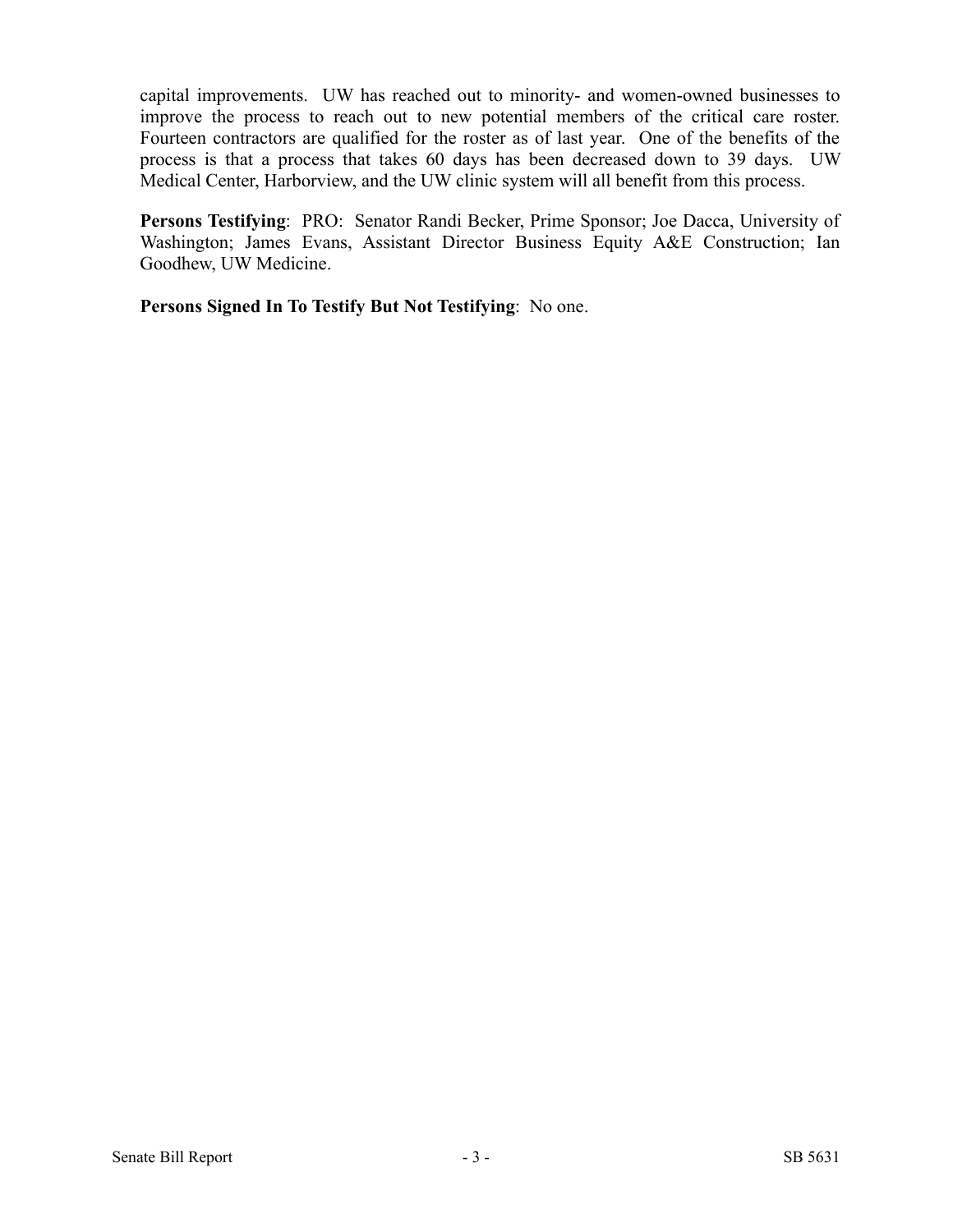capital improvements. UW has reached out to minority- and women-owned businesses to improve the process to reach out to new potential members of the critical care roster. Fourteen contractors are qualified for the roster as of last year. One of the benefits of the process is that a process that takes 60 days has been decreased down to 39 days. UW Medical Center, Harborview, and the UW clinic system will all benefit from this process.

**Persons Testifying**: PRO: Senator Randi Becker, Prime Sponsor; Joe Dacca, University of Washington; James Evans, Assistant Director Business Equity A&E Construction; Ian Goodhew, UW Medicine.

**Persons Signed In To Testify But Not Testifying**: No one.